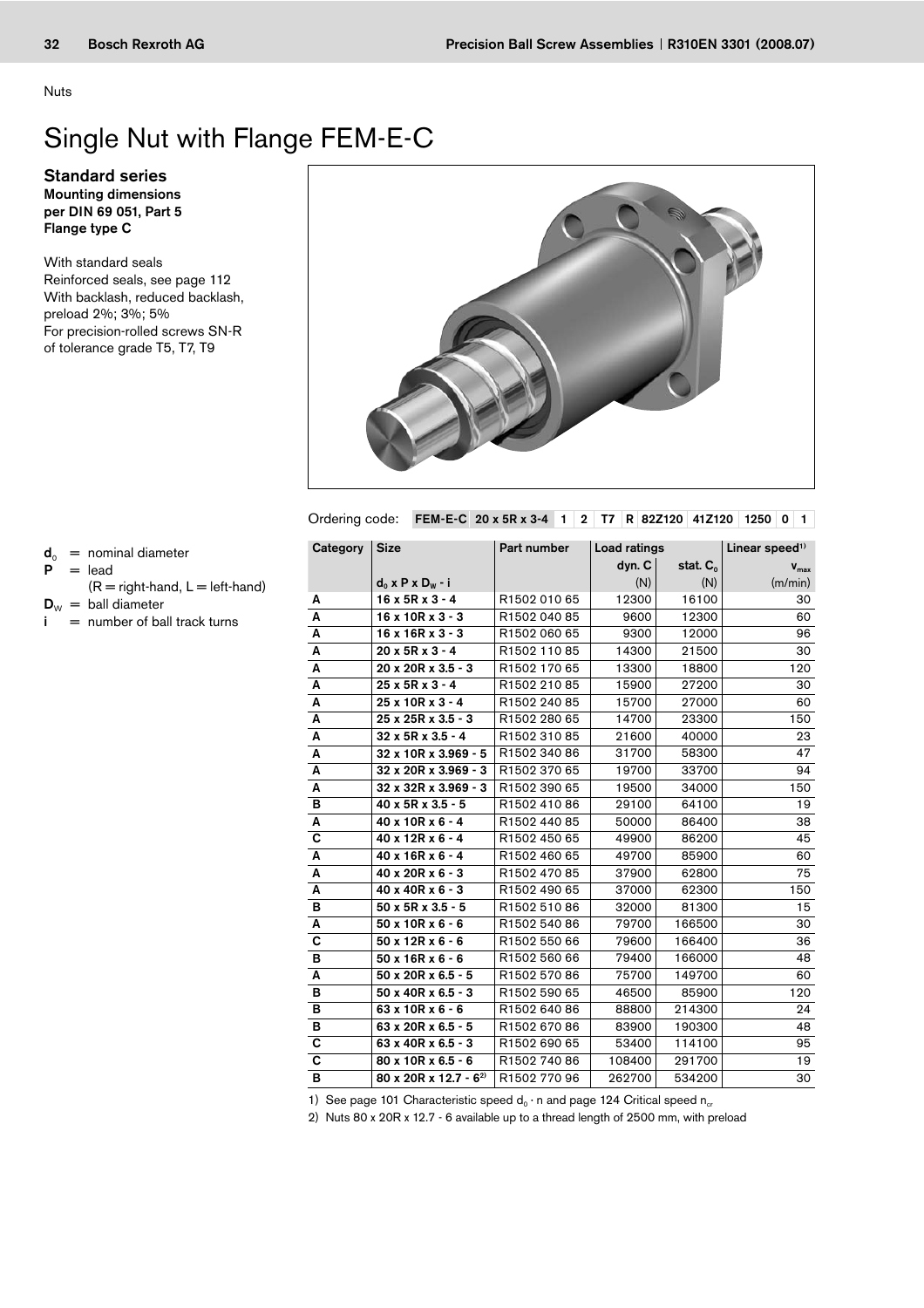Nuts

# Single Nut with Flange FEM-E-C

## Standard series

**Mounting dimensions per DIN 69 051, Part 5**
**Flange type C**

With standard seals
Reinforced seals, see page 112
With backlash, reduced backlash, preload 2%; 3%; 5%
For precision-rolled screws SN-R of tolerance grade T5, T7, T9

$\mathbf{d_0}$ = nominal diameter
$\mathbf{P}$ = lead
(R = right-hand, L = left-hand)
$\mathbf{D_w}$ = ball diameter
$\mathbf{i}$ = number of ball track turns

Ordering code: **FEM-E-C | 20 x 5R x 3-4 | 1 | 2 | T7 | R | 82Z120 | 41Z120 | 1250 | 0 | 1**

| Category | Size | Part number | Load ratings | | Linear speed[1] |
|---|---|---|---|---|---|
| | | | dyn. C | stat. $C_0$ | $v_{max}$ |
| | $d_0$ x P x $D_w$ - i | | (N) | (N) | (m/min) |
| A | 16 x 5R x 3 - 4 | R1502 010 65 | 12300 | 16100 | 30 |
| A | 16 x 10R x 3 - 3 | R1502 040 85 | 9600 | 12300 | 60 |
| A | 16 x 16R x 3 - 3 | R1502 060 65 | 9300 | 12000 | 96 |
| A | 20 x 5R x 3 - 4 | R1502 110 85 | 14300 | 21500 | 30 |
| A | 20 x 20R x 3.5 - 3 | R1502 170 65 | 13300 | 18800 | 120 |
| A | 25 x 5R x 3 - 4 | R1502 210 85 | 15900 | 27200 | 30 |
| A | 25 x 10R x 3 - 4 | R1502 240 85 | 15700 | 27000 | 60 |
| A | 25 x 25R x 3.5 - 3 | R1502 280 65 | 14700 | 23300 | 150 |
| A | 32 x 5R x 3.5 - 4 | R1502 310 85 | 21600 | 40000 | 23 |
| A | 32 x 10R x 3.969 - 5 | R1502 340 86 | 31700 | 58300 | 47 |
| A | 32 x 20R x 3.969 - 3 | R1502 370 65 | 19700 | 33700 | 94 |
| A | 32 x 32R x 3.969 - 3 | R1502 390 65 | 19500 | 34000 | 150 |
| B | 40 x 5R x 3.5 - 5 | R1502 410 86 | 29100 | 64100 | 19 |
| A | 40 x 10R x 6 - 4 | R1502 440 85 | 50000 | 86400 | 38 |
| C | 40 x 12R x 6 - 4 | R1502 450 65 | 49900 | 86200 | 45 |
| A | 40 x 16R x 6 - 4 | R1502 460 65 | 49700 | 85900 | 60 |
| A | 40 x 20R x 6 - 3 | R1502 470 85 | 37900 | 62800 | 75 |
| A | 40 x 40R x 6 - 3 | R1502 490 65 | 37000 | 62300 | 150 |
| B | 50 x 5R x 3.5 - 5 | R1502 510 86 | 32000 | 81300 | 15 |
| A | 50 x 10R x 6 - 6 | R1502 540 86 | 79700 | 166500 | 30 |
| C | 50 x 12R x 6 - 6 | R1502 550 66 | 79600 | 166400 | 36 |
| B | 50 x 16R x 6 - 6 | R1502 560 66 | 79400 | 166000 | 48 |
| A | 50 x 20R x 6.5 - 5 | R1502 570 86 | 75700 | 149700 | 60 |
| B | 50 x 40R x 6.5 - 3 | R1502 590 65 | 46500 | 85900 | 120 |
| B | 63 x 10R x 6 - 6 | R1502 640 86 | 88800 | 214300 | 24 |
| B | 63 x 20R x 6.5 - 5 | R1502 670 86 | 83900 | 190300 | 48 |
| C | 63 x 40R x 6.5 - 3 | R1502 690 65 | 53400 | 114100 | 95 |
| C | 80 x 10R x 6.5 - 6 | R1502 740 86 | 108400 | 291700 | 19 |
| B | 80 x 20R x 12.7 - 6[2] | R1502 770 96 | 262700 | 534200 | 30 |

1) See page 101 Characteristic speed $d_0 \cdot n$ and page 124 Critical speed $n_{cr}$

2) Nuts 80 x 20R x 12.7 - 6 available up to a thread length of 2500 mm, with preload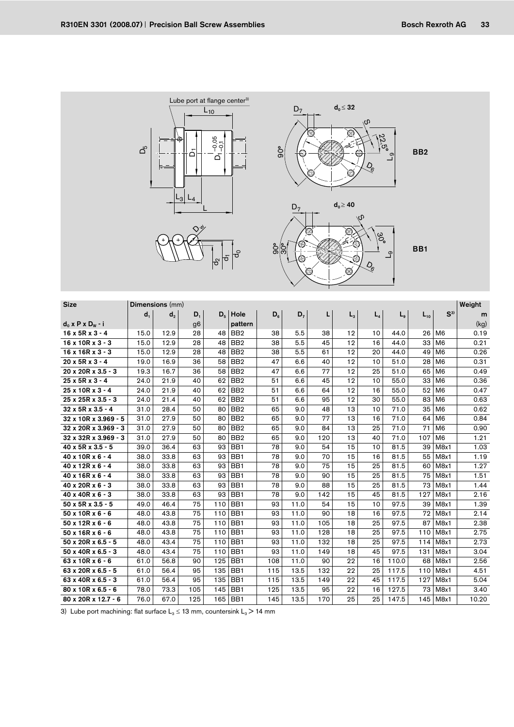Lube port at flange center3)

$L_{10}$

$D_5$

$D_1$

$D_1{}^{-0.05}_{-0.1}$

$L_3$ $L_4$

$L$

$D_w$

$d_2$ $d_1$ $d_0$

$D_7$

$d_0 \leq 32$

S

22.5°

90°

$L_9$

$D_6$

BB2

$D_7$

$d_0 \geq 40$

S

30°

90°

30°

$L_9$

$D_6$

BB1

| Size | Dimensions (mm) | | | | | | | | | | | | | Weight |
|---|---|---|---|---|---|---|---|---|---|---|---|---|---|---|
| | $d_1$ | $d_2$ | $D_1$ | $D_5$ | Hole | $D_6$ | $D_7$ | L | $L_3$ | $L_4$ | $L_9$ | $L_{10}$ | S3) | m |
| $d_0$ x P x $D_w$ - i | | | g6 | | pattern | | | | | | | | | (kg) |
| 16 x 5R x 3 - 4 | 15.0 | 12.9 | 28 | 48 | BB2 | 38 | 5.5 | 38 | 12 | 10 | 44.0 | 26 | M6 | 0.19 |
| 16 x 10R x 3 - 3 | 15.0 | 12.9 | 28 | 48 | BB2 | 38 | 5.5 | 45 | 12 | 16 | 44.0 | 33 | M6 | 0.21 |
| 16 x 16R x 3 - 3 | 15.0 | 12.9 | 28 | 48 | BB2 | 38 | 5.5 | 61 | 12 | 20 | 44.0 | 49 | M6 | 0.26 |
| 20 x 5R x 3 - 4 | 19.0 | 16.9 | 36 | 58 | BB2 | 47 | 6.6 | 40 | 12 | 10 | 51.0 | 28 | M6 | 0.31 |
| 20 x 20R x 3.5 - 3 | 19.3 | 16.7 | 36 | 58 | BB2 | 47 | 6.6 | 77 | 12 | 25 | 51.0 | 65 | M6 | 0.49 |
| 25 x 5R x 3 - 4 | 24.0 | 21.9 | 40 | 62 | BB2 | 51 | 6.6 | 45 | 12 | 10 | 55.0 | 33 | M6 | 0.36 |
| 25 x 10R x 3 - 4 | 24.0 | 21.9 | 40 | 62 | BB2 | 51 | 6.6 | 64 | 12 | 16 | 55.0 | 52 | M6 | 0.47 |
| 25 x 25R x 3.5 - 3 | 24.0 | 21.4 | 40 | 62 | BB2 | 51 | 6.6 | 95 | 12 | 30 | 55.0 | 83 | M6 | 0.63 |
| 32 x 5R x 3.5 - 4 | 31.0 | 28.4 | 50 | 80 | BB2 | 65 | 9.0 | 48 | 13 | 10 | 71.0 | 35 | M6 | 0.62 |
| 32 x 10R x 3.969 - 5 | 31.0 | 27.9 | 50 | 80 | BB2 | 65 | 9.0 | 77 | 13 | 16 | 71.0 | 64 | M6 | 0.84 |
| 32 x 20R x 3.969 - 3 | 31.0 | 27.9 | 50 | 80 | BB2 | 65 | 9.0 | 84 | 13 | 25 | 71.0 | 71 | M6 | 0.90 |
| 32 x 32R x 3.969 - 3 | 31.0 | 27.9 | 50 | 80 | BB2 | 65 | 9.0 | 120 | 13 | 40 | 71.0 | 107 | M6 | 1.21 |
| 40 x 5R x 3.5 - 5 | 39.0 | 36.4 | 63 | 93 | BB1 | 78 | 9.0 | 54 | 15 | 10 | 81.5 | 39 | M8x1 | 1.03 |
| 40 x 10R x 6 - 4 | 38.0 | 33.8 | 63 | 93 | BB1 | 78 | 9.0 | 70 | 15 | 16 | 81.5 | 55 | M8x1 | 1.19 |
| 40 x 12R x 6 - 4 | 38.0 | 33.8 | 63 | 93 | BB1 | 78 | 9.0 | 75 | 15 | 25 | 81.5 | 60 | M8x1 | 1.27 |
| 40 x 16R x 6 - 4 | 38.0 | 33.8 | 63 | 93 | BB1 | 78 | 9.0 | 90 | 15 | 25 | 81.5 | 75 | M8x1 | 1.51 |
| 40 x 20R x 6 - 3 | 38.0 | 33.8 | 63 | 93 | BB1 | 78 | 9.0 | 88 | 15 | 25 | 81.5 | 73 | M8x1 | 1.44 |
| 40 x 40R x 6 - 3 | 38.0 | 33.8 | 63 | 93 | BB1 | 78 | 9.0 | 142 | 15 | 45 | 81.5 | 127 | M8x1 | 2.16 |
| 50 x 5R x 3.5 - 5 | 49.0 | 46.4 | 75 | 110 | BB1 | 93 | 11.0 | 54 | 15 | 10 | 97.5 | 39 | M8x1 | 1.39 |
| 50 x 10R x 6 - 6 | 48.0 | 43.8 | 75 | 110 | BB1 | 93 | 11.0 | 90 | 18 | 16 | 97.5 | 72 | M8x1 | 2.14 |
| 50 x 12R x 6 - 6 | 48.0 | 43.8 | 75 | 110 | BB1 | 93 | 11.0 | 105 | 18 | 25 | 97.5 | 87 | M8x1 | 2.38 |
| 50 x 16R x 6 - 6 | 48.0 | 43.8 | 75 | 110 | BB1 | 93 | 11.0 | 128 | 18 | 25 | 97.5 | 110 | M8x1 | 2.75 |
| 50 x 20R x 6.5 - 5 | 48.0 | 43.4 | 75 | 110 | BB1 | 93 | 11.0 | 132 | 18 | 25 | 97.5 | 114 | M8x1 | 2.73 |
| 50 x 40R x 6.5 - 3 | 48.0 | 43.4 | 75 | 110 | BB1 | 93 | 11.0 | 149 | 18 | 45 | 97.5 | 131 | M8x1 | 3.04 |
| 63 x 10R x 6 - 6 | 61.0 | 56.8 | 90 | 125 | BB1 | 108 | 11.0 | 90 | 22 | 16 | 110.0 | 68 | M8x1 | 2.56 |
| 63 x 20R x 6.5 - 5 | 61.0 | 56.4 | 95 | 135 | BB1 | 115 | 13.5 | 132 | 22 | 25 | 117.5 | 110 | M8x1 | 4.51 |
| 63 x 40R x 6.5 - 3 | 61.0 | 56.4 | 95 | 135 | BB1 | 115 | 13.5 | 149 | 22 | 45 | 117.5 | 127 | M8x1 | 5.04 |
| 80 x 10R x 6.5 - 6 | 78.0 | 73.3 | 105 | 145 | BB1 | 125 | 13.5 | 95 | 22 | 16 | 127.5 | 73 | M8x1 | 3.40 |
| 80 x 20R x 12.7 - 6 | 76.0 | 67.0 | 125 | 165 | BB1 | 145 | 13.5 | 170 | 25 | 25 | 147.5 | 145 | M8x1 | 10.20 |

3) Lube port machining: flat surface $L_3 \leq 13$ mm, countersink $L_3 > 14$ mm